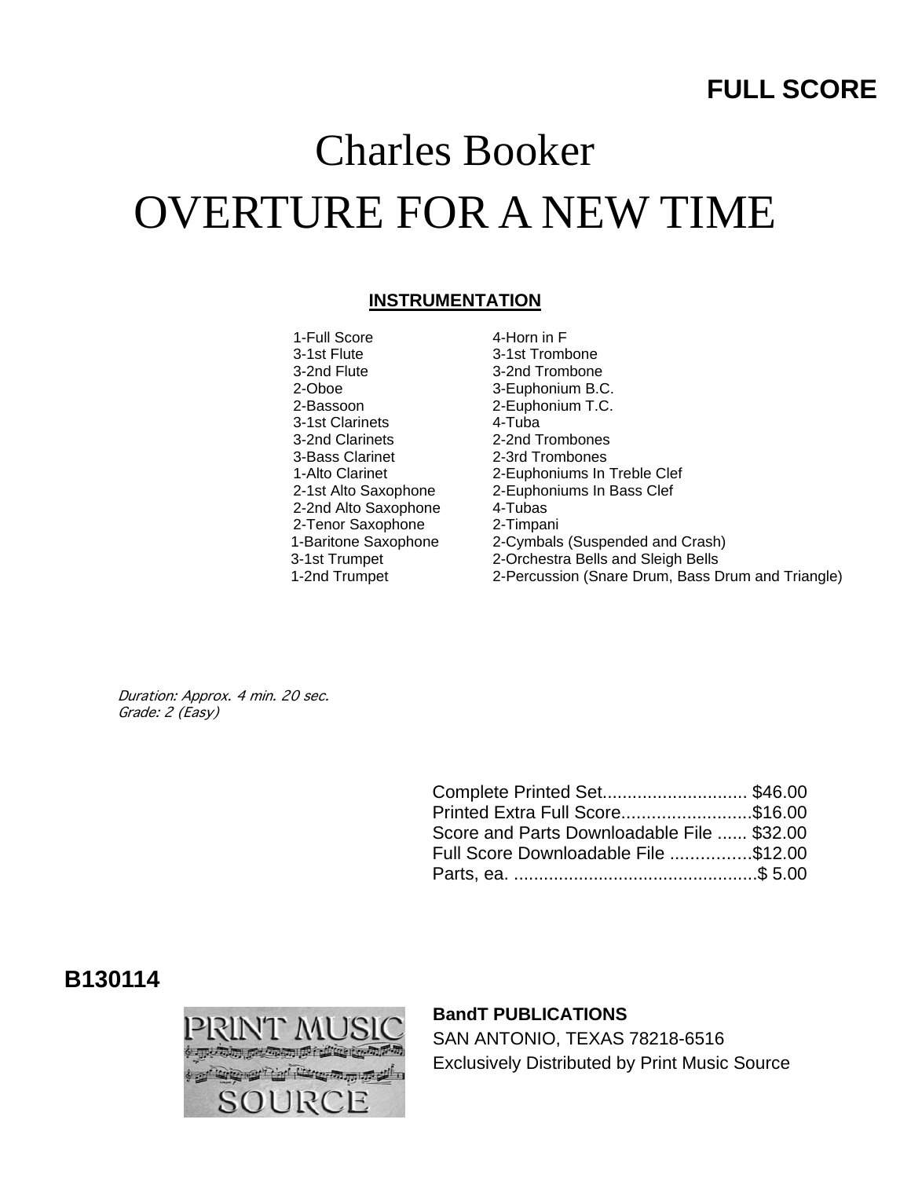**FULL SCORE**

# Charles Booker

# OVERTURE FOR A NEW TIME

## INSTRUMENTATION

| | |
|---|---|
| 1-Full Score | 4-Horn in F |
| 3-1st Flute | 3-1st Trombone |
| 3-2nd Flute | 3-2nd Trombone |
| 2-Oboe | 3-Euphonium B.C. |
| 2-Bassoon | 2-Euphonium T.C. |
| 3-1st Clarinets | 4-Tuba |
| 3-2nd Clarinets | 2-2nd Trombones |
| 3-Bass Clarinet | 2-3rd Trombones |
| 1-Alto Clarinet | 2-Euphoniums In Treble Clef |
| 2-1st Alto Saxophone | 2-Euphoniums In Bass Clef |
| 2-2nd Alto Saxophone | 4-Tubas |
| 2-Tenor Saxophone | 2-Timpani |
| 1-Baritone Saxophone | 2-Cymbals (Suspended and Crash) |
| 3-1st Trumpet | 2-Orchestra Bells and Sleigh Bells |
| 1-2nd Trumpet | 2-Percussion (Snare Drum, Bass Drum and Triangle) |

*Duration: Approx. 4 min. 20 sec.*
*Grade: 2 (Easy)*

Complete Printed Set............................ $46.00
Printed Extra Full Score..........................$16.00
Score and Parts Downloadable File ...... $32.00
Full Score Downloadable File ................$12.00
Parts, ea. .................................................$ 5.00

**B130114**

PRINT MUSIC SOURCE

**BandT PUBLICATIONS**
SAN ANTONIO, TEXAS 78218-6516
Exclusively Distributed by Print Music Source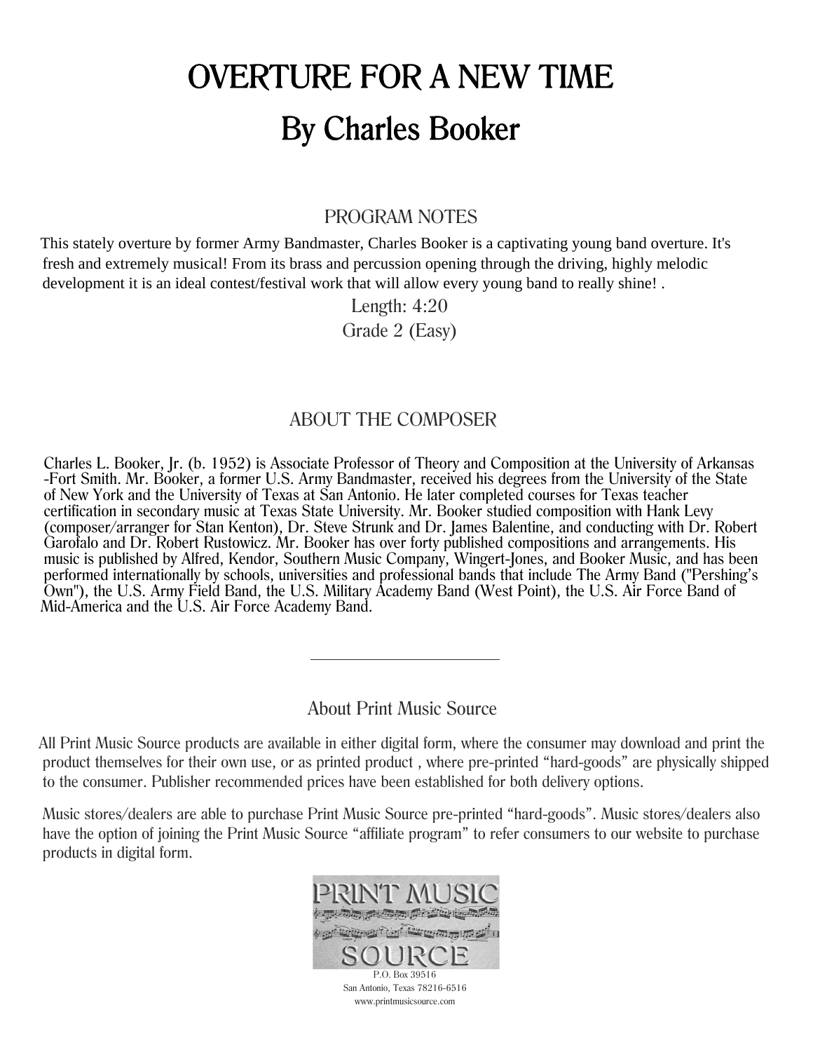# OVERTURE FOR A NEW TIME

## By Charles Booker

### PROGRAM NOTES

This stately overture by former Army Bandmaster, Charles Booker is a captivating young band overture. It's fresh and extremely musical! From its brass and percussion opening through the driving, highly melodic development it is an ideal contest/festival work that will allow every young band to really shine! .

Length: 4:20

Grade 2 (Easy)

### ABOUT THE COMPOSER

Charles L. Booker, Jr. (b. 1952) is Associate Professor of Theory and Composition at the University of Arkansas -Fort Smith. Mr. Booker, a former U.S. Army Bandmaster, received his degrees from the University of the State of New York and the University of Texas at San Antonio. He later completed courses for Texas teacher certification in secondary music at Texas State University. Mr. Booker studied composition with Hank Levy (composer/arranger for Stan Kenton), Dr. Steve Strunk and Dr. James Balentine, and conducting with Dr. Robert Garofalo and Dr. Robert Rustowicz. Mr. Booker has over forty published compositions and arrangements. His music is published by Alfred, Kendor, Southern Music Company, Wingert-Jones, and Booker Music, and has been performed internationally by schools, universities and professional bands that include The Army Band ("Pershing's Own"), the U.S. Army Field Band, the U.S. Military Academy Band (West Point), the U.S. Air Force Band of Mid-America and the U.S. Air Force Academy Band.

---

### About Print Music Source

All Print Music Source products are available in either digital form, where the consumer may download and print the product themselves for their own use, or as printed product , where pre-printed "hard-goods" are physically shipped to the consumer. Publisher recommended prices have been established for both delivery options.

Music stores/dealers are able to purchase Print Music Source pre-printed "hard-goods". Music stores/dealers also have the option of joining the Print Music Source "affiliate program" to refer consumers to our website to purchase products in digital form.

PRINT MUSIC SOURCE

P.O. Box 39516
San Antonio, Texas 78216-6516
www.printmusicsource.com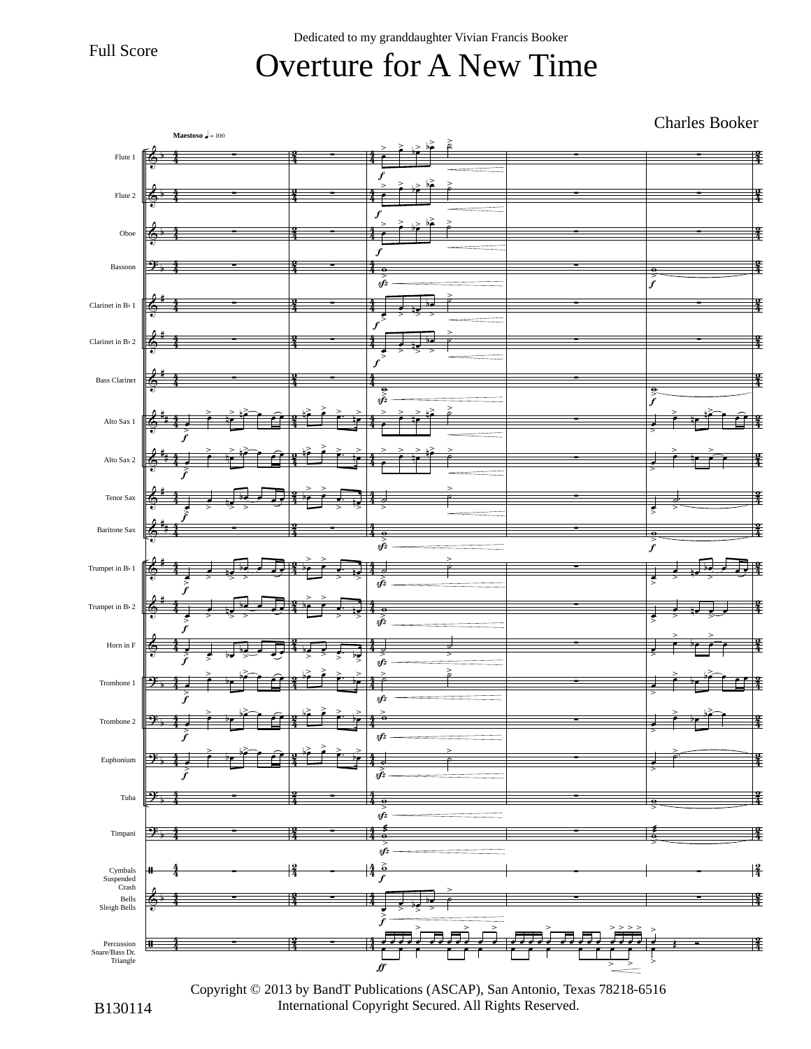Full Score

Dedicated to my granddaughter Vivian Francis Booker

# Overture for A New Time

Charles Booker

Maestoso ♩ = 100

Flute 1
Flute 2
Oboe
Bassoon
Clarinet in B♭ 1
Clarinet in B♭ 2
Bass Clarinet
Alto Sax 1
Alto Sax 2
Tenor Sax
Baritone Sax
Trumpet in B♭ 1
Trumpet in B♭ 2
Horn in F
Trombone 1
Trombone 2
Euphonium
Tuba
Timpani
Cymbals Suspended Crash
Bells Sleigh Bells
Percussion Snare/Bass Dr. Triangle

Copyright © 2013 by BandT Publications (ASCAP), San Antonio, Texas 78218-6516
International Copyright Secured. All Rights Reserved.

B130114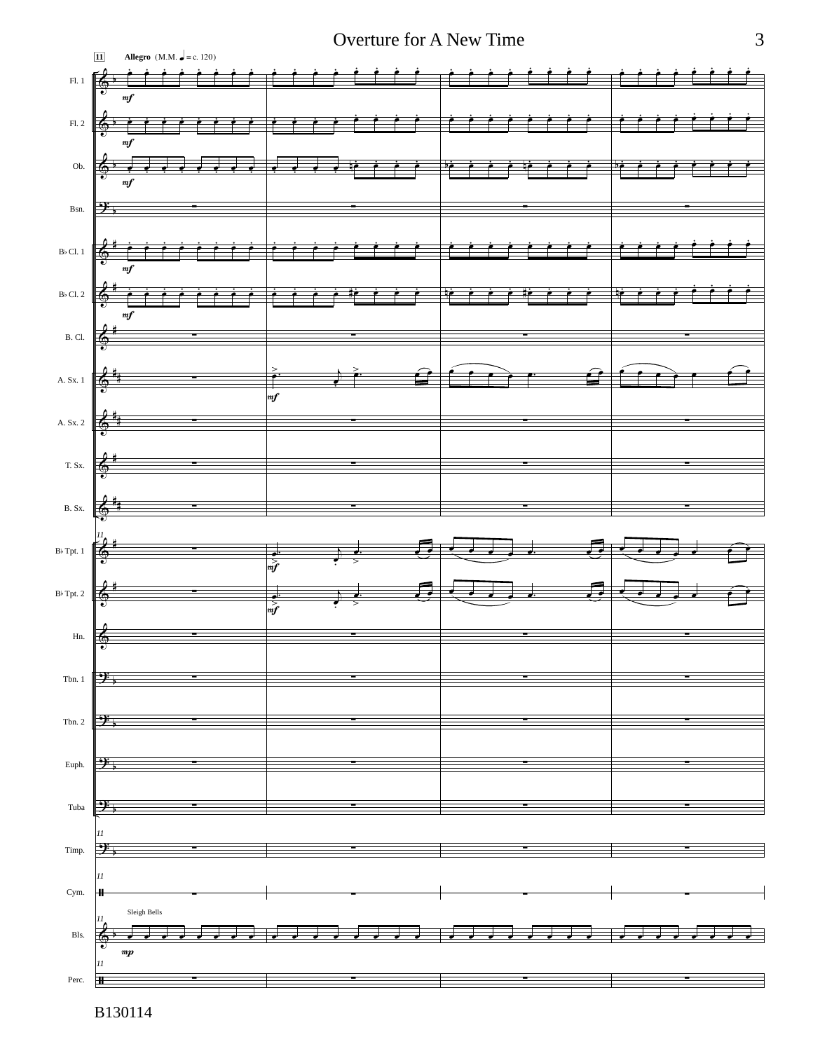**Allegro** (M.M. ♩ = c. 120)

Sleigh Bells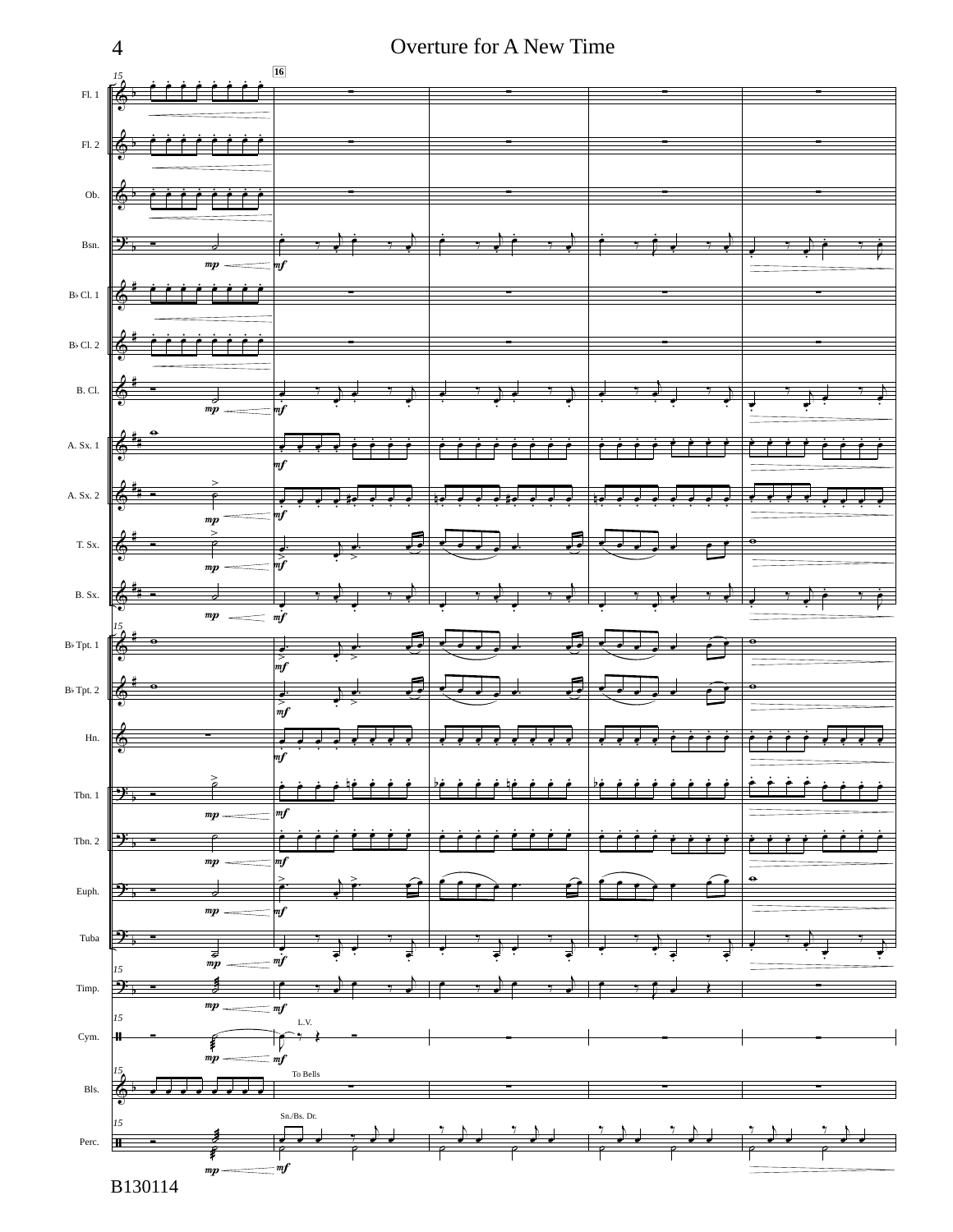# Overture for A New Time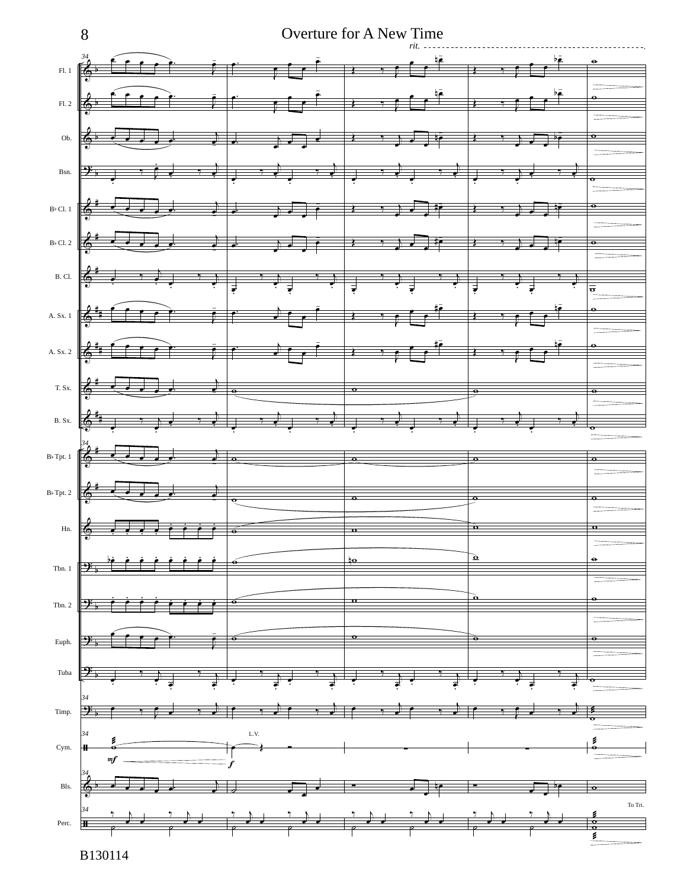rit.

Fl. 1

Fl. 2

Ob.

Bsn.

B♭ Cl. 1

B♭ Cl. 2

B. Cl.

A. Sx. 1

A. Sx. 2

T. Sx.

B. Sx.

B♭ Tpt. 1

B♭ Tpt. 2

Hn.

Tbn. 1

Tbn. 2

Euph.

Tuba

Timp.

Cym.

*mf*

*f*

L.V.

Bls.

Perc.

To Tri.

B130114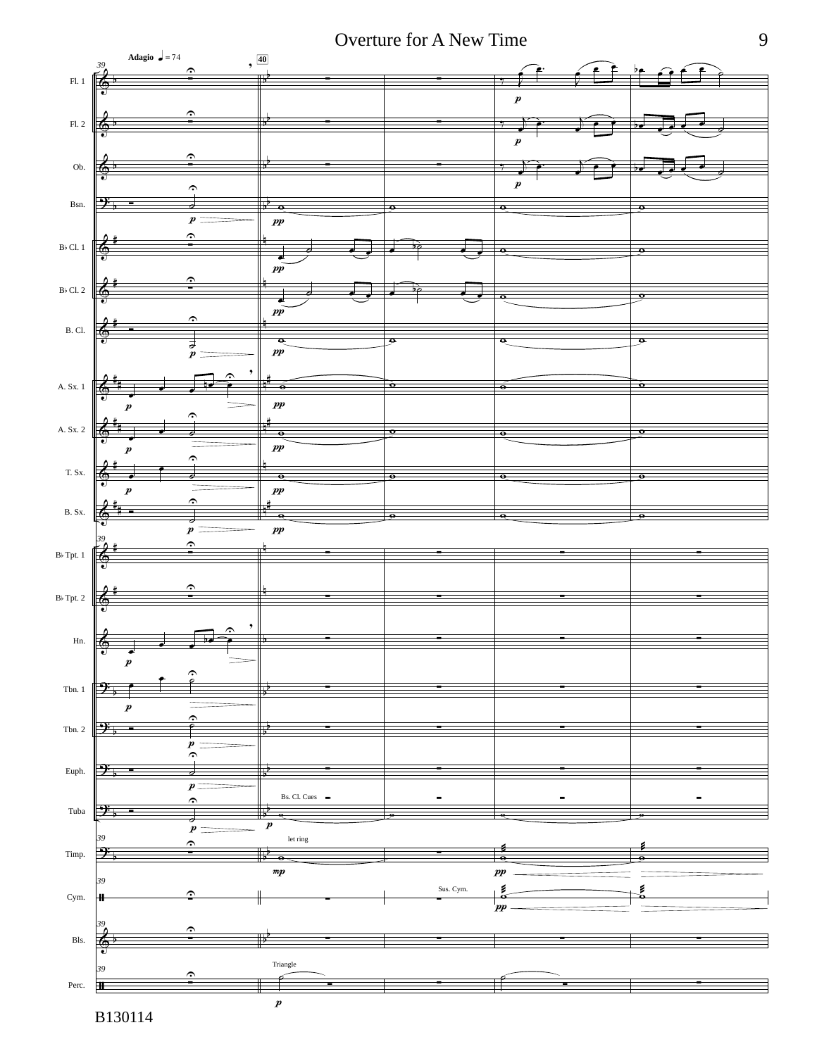Adagio ♩= 74

40

Fl. 1

Fl. 2

Ob.

Bsn.

B♭ Cl. 1

B♭ Cl. 2

B. Cl.

A. Sx. 1

A. Sx. 2

T. Sx.

B. Sx.

B♭ Tpt. 1

B♭ Tpt. 2

Hn.

Tbn. 1

Tbn. 2

Euph.

Bs. Cl. Cues

Tuba

let ring

Timp.

Sus. Cym.

Cym.

Bls.

Triangle

Perc.

B130114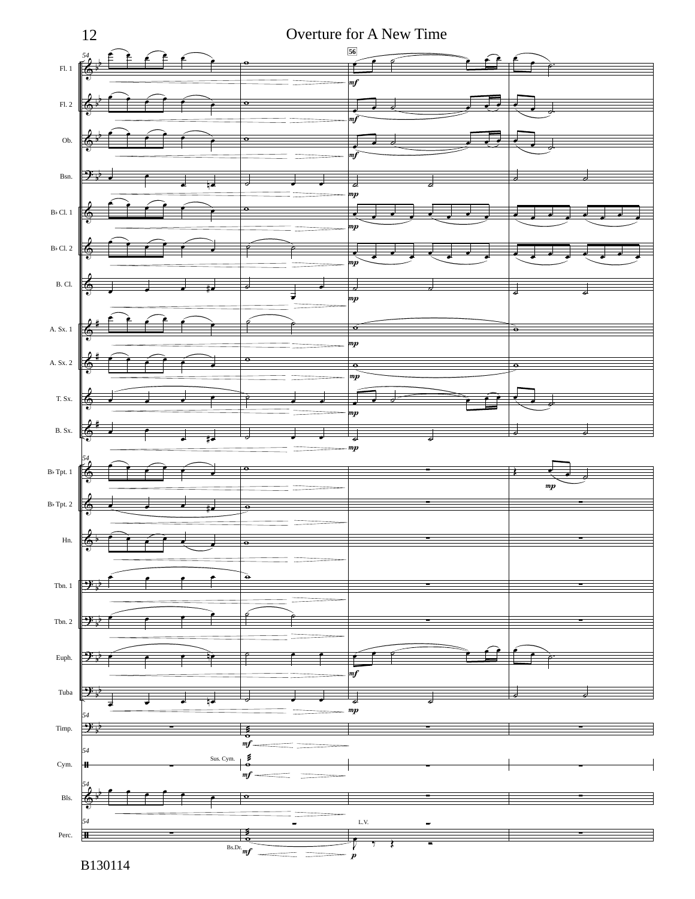Overture for A New Time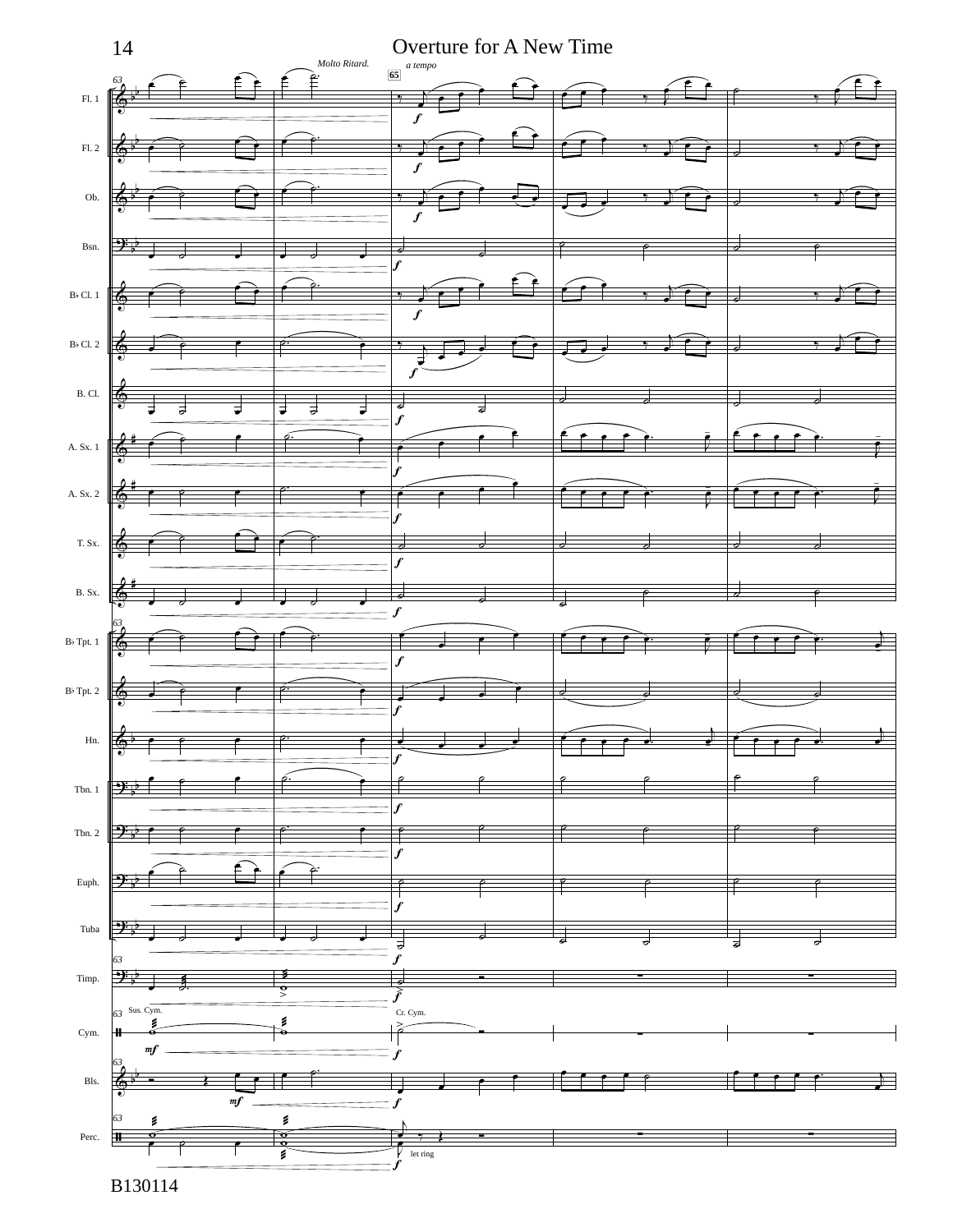# Overture for A New Time

Molto Ritard. | a tempo | 65

Fl. 1
Fl. 2
Ob.
Bsn.
B♭ Cl. 1
B♭ Cl. 2
B. Cl.
A. Sx. 1
A. Sx. 2
T. Sx.
B. Sx.
B♭ Tpt. 1
B♭ Tpt. 2
Hn.
Tbn. 1
Tbn. 2
Euph.
Tuba
Timp.
Cym. (Sus. Cym. / Cr. Cym.)
Bls.
Perc. (let ring)

B130114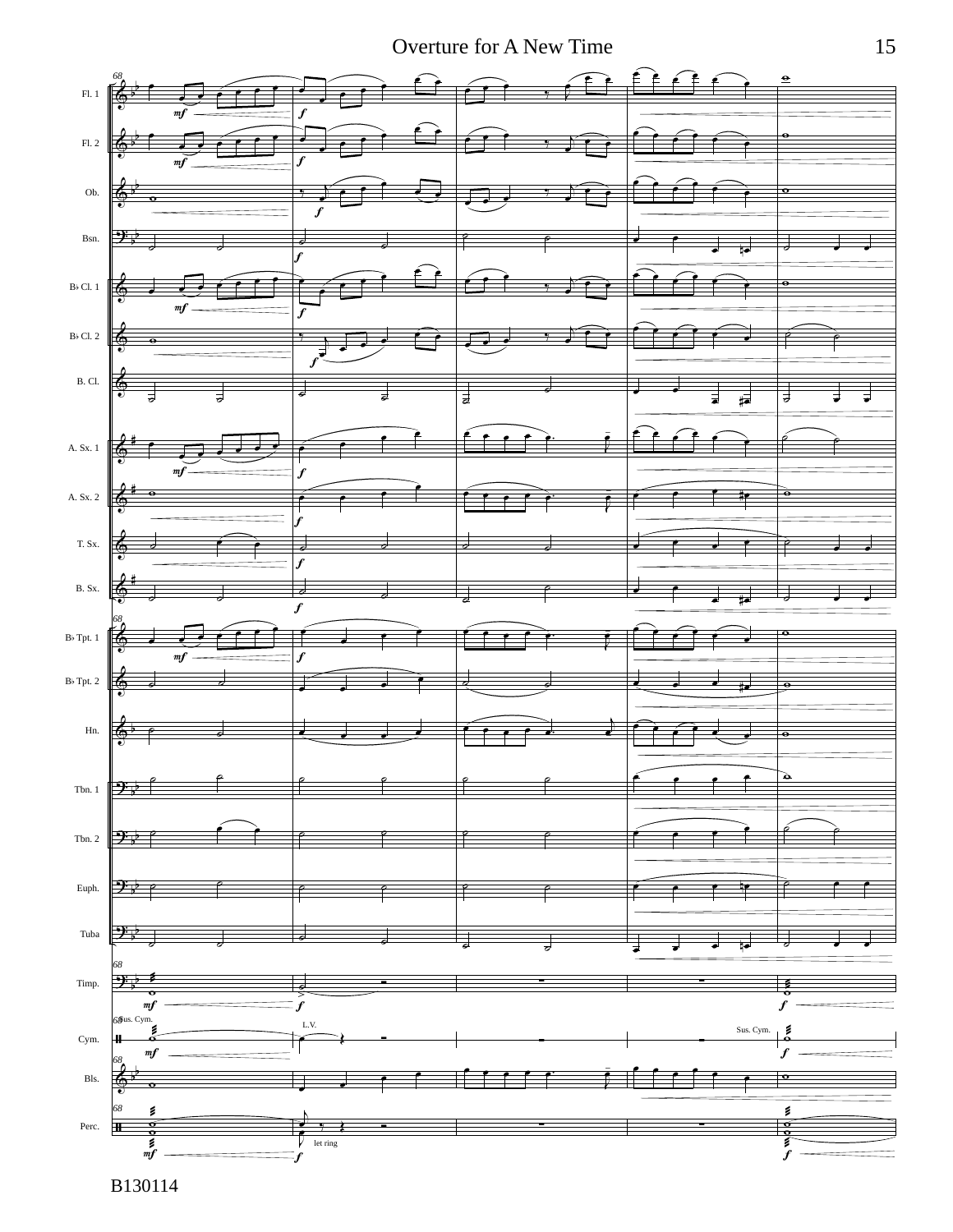B130114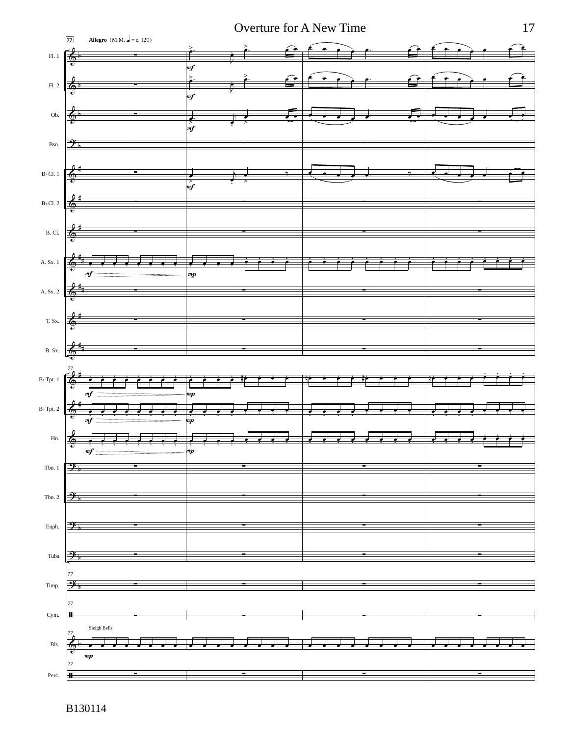77 **Allegro** (M.M. ♩ = c. 120)

Fl. 1

Fl. 2

Ob.

Bsn.

B♭ Cl. 1

B♭ Cl. 2

B. Cl.

A. Sx. 1

A. Sx. 2

T. Sx.

B. Sx.

B♭ Tpt. 1

B♭ Tpt. 2

Hn.

Tbn. 1

Tbn. 2

Euph.

Tuba

Timp.

Cym.

Sleigh Bells

Bls.

Perc.

B130114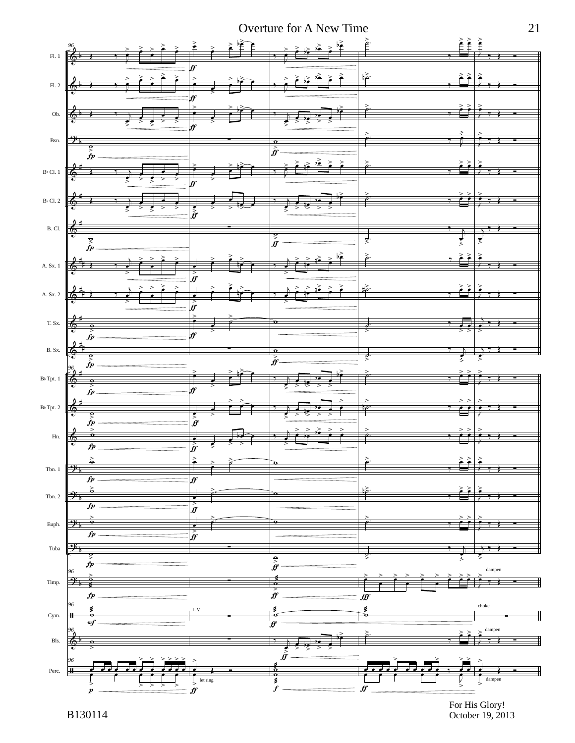Overture for A New Time

B130114

For His Glory!
October 19, 2013